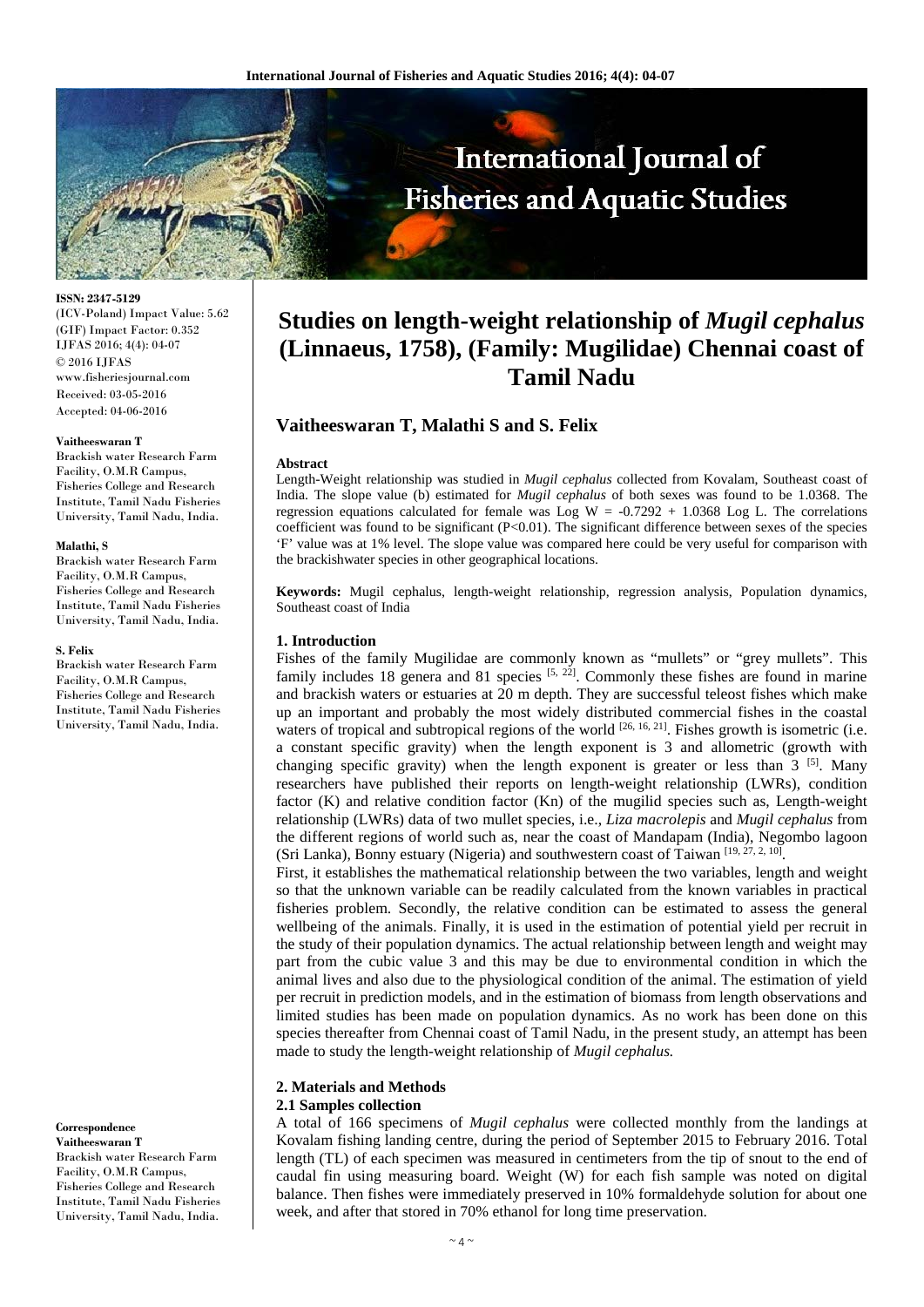ISSN: 2347-5129
(ICV-Poland) Impact Value: 5.62
(GIF) Impact Factor: 0.352
IJFAS 2016; 4(4): 04-07
© 2016 IJFAS
www.fisheriesjournal.com
Received: 03-05-2016
Accepted: 04-06-2016

**Vaitheeswaran T**
Brackish water Research Farm Facility, O.M.R Campus, Fisheries College and Research Institute, Tamil Nadu Fisheries University, Tamil Nadu, India.

**Malathi, S**
Brackish water Research Farm Facility, O.M.R Campus, Fisheries College and Research Institute, Tamil Nadu Fisheries University, Tamil Nadu, India.

**S. Felix**
Brackish water Research Farm Facility, O.M.R Campus, Fisheries College and Research Institute, Tamil Nadu Fisheries University, Tamil Nadu, India.

**Correspondence**
**Vaitheeswaran T**
Brackish water Research Farm Facility, O.M.R Campus, Fisheries College and Research Institute, Tamil Nadu Fisheries University, Tamil Nadu, India.

# Studies on length-weight relationship of *Mugil cephalus* (Linnaeus, 1758), (Family: Mugilidae) Chennai coast of Tamil Nadu

## Vaitheeswaran T, Malathi S and S. Felix

**Abstract**

Length-Weight relationship was studied in *Mugil cephalus* collected from Kovalam, Southeast coast of India. The slope value (b) estimated for *Mugil cephalus* of both sexes was found to be 1.0368. The regression equations calculated for female was Log W = -0.7292 + 1.0368 Log L. The correlations coefficient was found to be significant ($P<0.01$). The significant difference between sexes of the species 'F' value was at 1% level. The slope value was compared here could be very useful for comparison with the brackishwater species in other geographical locations.

**Keywords:** Mugil cephalus, length-weight relationship, regression analysis, Population dynamics, Southeast coast of India

## 1. Introduction

Fishes of the family Mugilidae are commonly known as "mullets" or "grey mullets". This family includes 18 genera and 81 species [5, 22]. Commonly these fishes are found in marine and brackish waters or estuaries at 20 m depth. They are successful teleost fishes which make up an important and probably the most widely distributed commercial fishes in the coastal waters of tropical and subtropical regions of the world [26, 16, 21]. Fishes growth is isometric (i.e. a constant specific gravity) when the length exponent is 3 and allometric (growth with changing specific gravity) when the length exponent is greater or less than 3 [5]. Many researchers have published their reports on length-weight relationship (LWRs), condition factor (K) and relative condition factor (Kn) of the mugilid species such as, Length-weight relationship (LWRs) data of two mullet species, i.e., *Liza macrolepis* and *Mugil cephalus* from the different regions of world such as, near the coast of Mandapam (India), Negombo lagoon (Sri Lanka), Bonny estuary (Nigeria) and southwestern coast of Taiwan [19, 27, 2, 10].

First, it establishes the mathematical relationship between the two variables, length and weight so that the unknown variable can be readily calculated from the known variables in practical fisheries problem. Secondly, the relative condition can be estimated to assess the general wellbeing of the animals. Finally, it is used in the estimation of potential yield per recruit in the study of their population dynamics. The actual relationship between length and weight may part from the cubic value 3 and this may be due to environmental condition in which the animal lives and also due to the physiological condition of the animal. The estimation of yield per recruit in prediction models, and in the estimation of biomass from length observations and limited studies has been made on population dynamics. As no work has been done on this species thereafter from Chennai coast of Tamil Nadu, in the present study, an attempt has been made to study the length-weight relationship of *Mugil cephalus.*

## 2. Materials and Methods

### 2.1 Samples collection

A total of 166 specimens of *Mugil cephalus* were collected monthly from the landings at Kovalam fishing landing centre, during the period of September 2015 to February 2016. Total length (TL) of each specimen was measured in centimeters from the tip of snout to the end of caudal fin using measuring board. Weight (W) for each fish sample was noted on digital balance. Then fishes were immediately preserved in 10% formaldehyde solution for about one week, and after that stored in 70% ethanol for long time preservation.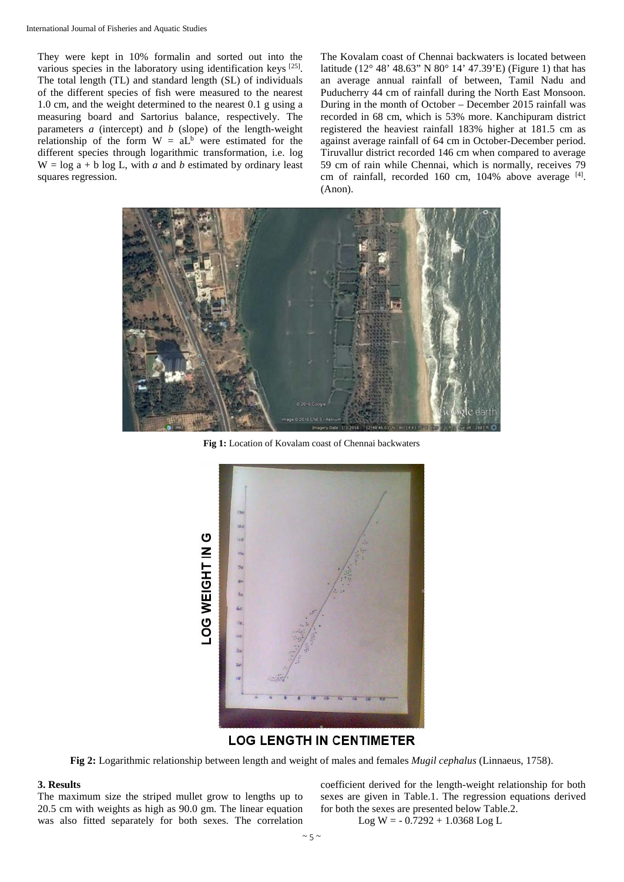They were kept in 10% formalin and sorted out into the various species in the laboratory using identification keys [25]. The total length (TL) and standard length (SL) of individuals of the different species of fish were measured to the nearest 1.0 cm, and the weight determined to the nearest 0.1 g using a measuring board and Sartorius balance, respectively. The parameters *a* (intercept) and *b* (slope) of the length-weight relationship of the form $W = aL^b$ were estimated for the different species through logarithmic transformation, i.e. $\log W = \log a + b \log L$, with *a* and *b* estimated by ordinary least squares regression.

The Kovalam coast of Chennai backwaters is located between latitude (12° 48' 48.63" N 80° 14' 47.39'E) (Figure 1) that has an average annual rainfall of between, Tamil Nadu and Puducherry 44 cm of rainfall during the North East Monsoon. During in the month of October – December 2015 rainfall was recorded in 68 cm, which is 53% more. Kanchipuram district registered the heaviest rainfall 183% higher at 181.5 cm as against average rainfall of 64 cm in October-December period. Tiruvallur district recorded 146 cm when compared to average 59 cm of rain while Chennai, which is normally, receives 79 cm of rainfall, recorded 160 cm, 104% above average [4]. (Anon).

**Fig 1:** Location of Kovalam coast of Chennai backwaters

LOG WEIGHT IN G

LOG LENGTH IN CENTIMETER

**Fig 2:** Logarithmic relationship between length and weight of males and females *Mugil cephalus* (Linnaeus, 1758).

### 3. Results

The maximum size the striped mullet grow to lengths up to 20.5 cm with weights as high as 90.0 gm. The linear equation was also fitted separately for both sexes. The correlation coefficient derived for the length-weight relationship for both sexes are given in Table.1. The regression equations derived for both the sexes are presented below Table.2.

$$\text{Log } W = -0.7292 + 1.0368 \text{ Log } L$$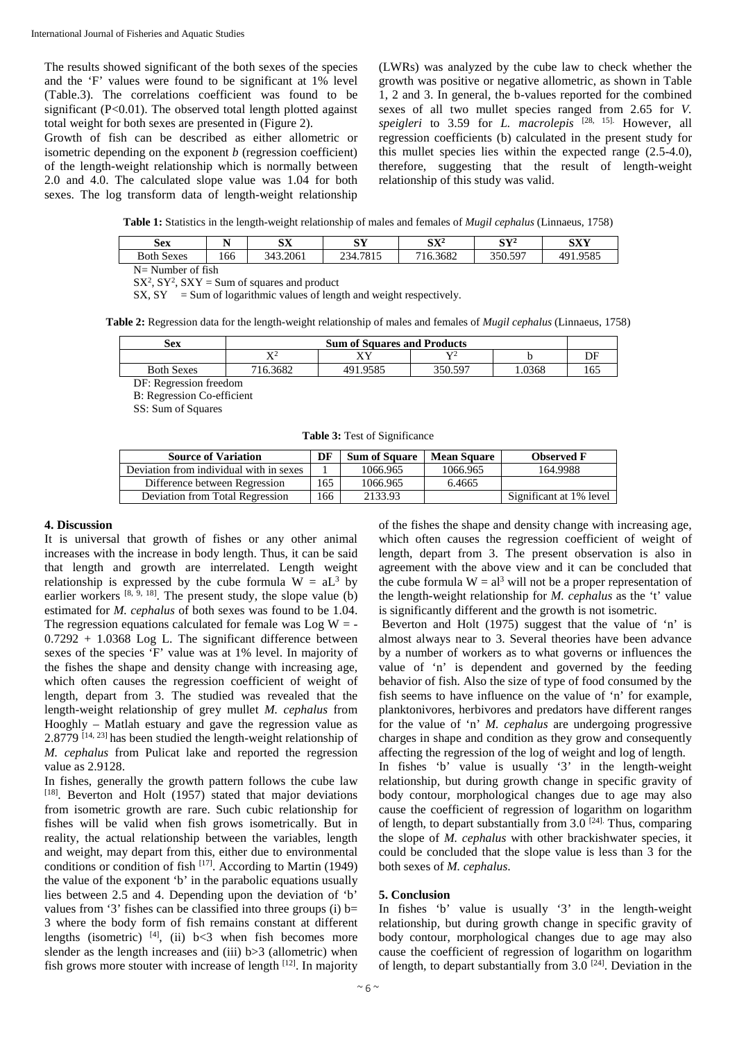The results showed significant of the both sexes of the species and the 'F' values were found to be significant at 1% level (Table.3). The correlations coefficient was found to be significant ($P<0.01$). The observed total length plotted against total weight for both sexes are presented in (Figure 2).

Growth of fish can be described as either allometric or isometric depending on the exponent *b* (regression coefficient) of the length-weight relationship which is normally between 2.0 and 4.0. The calculated slope value was 1.04 for both sexes. The log transform data of length-weight relationship (LWRs) was analyzed by the cube law to check whether the growth was positive or negative allometric, as shown in Table 1, 2 and 3. In general, the b-values reported for the combined sexes of all two mullet species ranged from 2.65 for *V. speigleri* to 3.59 for *L. macrolepis* [28, 15]. However, all regression coefficients (b) calculated in the present study for this mullet species lies within the expected range (2.5-4.0), therefore, suggesting that the result of length-weight relationship of this study was valid.

**Table 1:** Statistics in the length-weight relationship of males and females of *Mugil cephalus* (Linnaeus, 1758)

| Sex | N | SX | SY | $SX^2$ | $SY^2$ | SXY |
|---|---|---|---|---|---|---|
| Both Sexes | 166 | 343.2061 | 234.7815 | 716.3682 | 350.597 | 491.9585 |

N= Number of fish

$SX^2$, $SY^2$, SXY = Sum of squares and product

SX, SY = Sum of logarithmic values of length and weight respectively.

**Table 2:** Regression data for the length-weight relationship of males and females of *Mugil cephalus* (Linnaeus, 1758)

| Sex | Sum of Squares and Products | | | | |
|---|---|---|---|---|---|
| | $X^2$ | XY | $Y^2$ | b | DF |
| Both Sexes | 716.3682 | 491.9585 | 350.597 | 1.0368 | 165 |

DF: Regression freedom

B: Regression Co-efficient

SS: Sum of Squares

**Table 3:** Test of Significance

| Source of Variation | DF | Sum of Square | Mean Square | Observed F |
|---|---|---|---|---|
| Deviation from individual with in sexes | 1 | 1066.965 | 1066.965 | 164.9988 |
| Difference between Regression | 165 | 1066.965 | 6.4665 | |
| Deviation from Total Regression | 166 | 2133.93 | | Significant at 1% level |

## 4. Discussion

It is universal that growth of fishes or any other animal increases with the increase in body length. Thus, it can be said that length and growth are interrelated. Length weight relationship is expressed by the cube formula $W = aL^3$ by earlier workers [8, 9, 18]. The present study, the slope value (b) estimated for *M. cephalus* of both sexes was found to be 1.04. The regression equations calculated for female was Log W = -0.7292 + 1.0368 Log L. The significant difference between sexes of the species 'F' value was at 1% level. In majority of the fishes the shape and density change with increasing age, which often causes the regression coefficient of weight of length, depart from 3. The studied was revealed that the length-weight relationship of grey mullet *M. cephalus* from Hooghly – Matlah estuary and gave the regression value as 2.8779 [14, 23] has been studied the length-weight relationship of *M. cephalus* from Pulicat lake and reported the regression value as 2.9128.

In fishes, generally the growth pattern follows the cube law [18]. Beverton and Holt (1957) stated that major deviations from isometric growth are rare. Such cubic relationship for fishes will be valid when fish grows isometrically. But in reality, the actual relationship between the variables, length and weight, may depart from this, either due to environmental conditions or condition of fish [17]. According to Martin (1949) the value of the exponent 'b' in the parabolic equations usually lies between 2.5 and 4. Depending upon the deviation of 'b' values from '3' fishes can be classified into three groups (i) b= 3 where the body form of fish remains constant at different lengths (isometric) [4], (ii) b<3 when fish becomes more slender as the length increases and (iii) b>3 (allometric) when fish grows more stouter with increase of length [12]. In majority of the fishes the shape and density change with increasing age, which often causes the regression coefficient of weight of length, depart from 3. The present observation is also in agreement with the above view and it can be concluded that the cube formula $W = al^3$ will not be a proper representation of the length-weight relationship for *M. cephalus* as the 't' value is significantly different and the growth is not isometric.

Beverton and Holt (1975) suggest that the value of 'n' is almost always near to 3. Several theories have been advance by a number of workers as to what governs or influences the value of 'n' is dependent and governed by the feeding behavior of fish. Also the size of type of food consumed by the fish seems to have influence on the value of 'n' for example, planktonivores, herbivores and predators have different ranges for the value of 'n' *M. cephalus* are undergoing progressive charges in shape and condition as they grow and consequently affecting the regression of the log of weight and log of length.

In fishes 'b' value is usually '3' in the length-weight relationship, but during growth change in specific gravity of body contour, morphological changes due to age may also cause the coefficient of regression of logarithm on logarithm of length, to depart substantially from 3.0 [24]. Thus, comparing the slope of *M. cephalus* with other brackishwater species, it could be concluded that the slope value is less than 3 for the both sexes of *M. cephalus*.

## 5. Conclusion

In fishes 'b' value is usually '3' in the length-weight relationship, but during growth change in specific gravity of body contour, morphological changes due to age may also cause the coefficient of regression of logarithm on logarithm of length, to depart substantially from 3.0 [24]. Deviation in the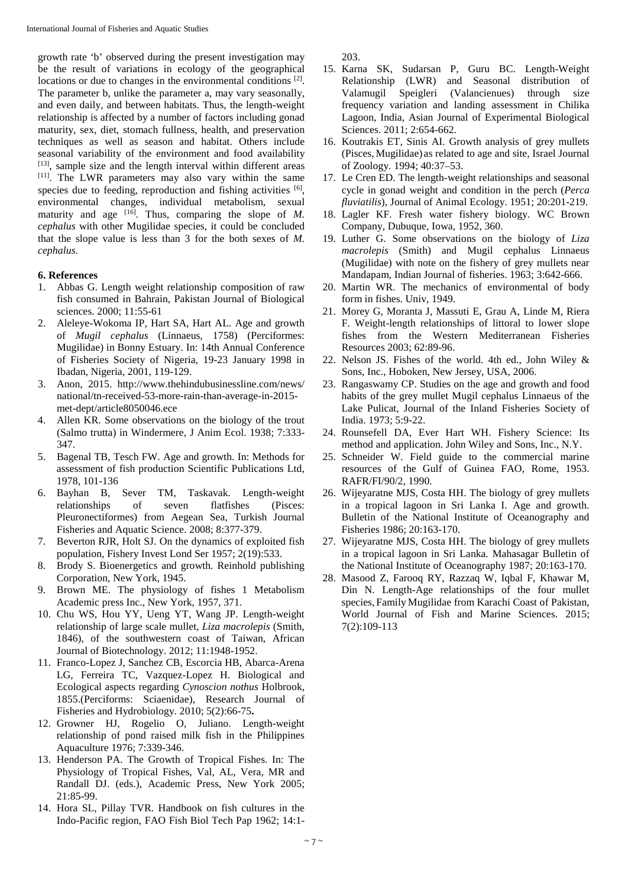growth rate 'b' observed during the present investigation may be the result of variations in ecology of the geographical locations or due to changes in the environmental conditions [2]. The parameter b, unlike the parameter a, may vary seasonally, and even daily, and between habitats. Thus, the length-weight relationship is affected by a number of factors including gonad maturity, sex, diet, stomach fullness, health, and preservation techniques as well as season and habitat. Others include seasonal variability of the environment and food availability [13], sample size and the length interval within different areas [11]. The LWR parameters may also vary within the same species due to feeding, reproduction and fishing activities [6], environmental changes, individual metabolism, sexual maturity and age [16]. Thus, comparing the slope of *M. cephalus* with other Mugilidae species, it could be concluded that the slope value is less than 3 for the both sexes of *M. cephalus*.

## 6. References

1. Abbas G. Length weight relationship composition of raw fish consumed in Bahrain, Pakistan Journal of Biological sciences. 2000; 11:55-61
2. Aleleye-Wokoma IP, Hart SA, Hart AL. Age and growth of *Mugil cephalus* (Linnaeus, 1758) (Perciformes: Mugilidae) in Bonny Estuary. In: 14th Annual Conference of Fisheries Society of Nigeria, 19-23 January 1998 in Ibadan, Nigeria, 2001, 119-129.
3. Anon, 2015. http://www.thehindubusinessline.com/news/national/tn-received-53-more-rain-than-average-in-2015-met-dept/article8050046.ece
4. Allen KR. Some observations on the biology of the trout (Salmo trutta) in Windermere, J Anim Ecol. 1938; 7:333-347.
5. Bagenal TB, Tesch FW. Age and growth. In: Methods for assessment of fish production Scientific Publications Ltd, 1978, 101-136
6. Bayhan B, Sever TM, Taskavak. Length-weight relationships of seven flatfishes (Pisces: Pleuronectiformes) from Aegean Sea, Turkish Journal Fisheries and Aquatic Science. 2008; 8:377-379.
7. Beverton RJR, Holt SJ. On the dynamics of exploited fish population, Fishery Invest Lond Ser 1957; 2(19):533.
8. Brody S. Bioenergetics and growth. Reinhold publishing Corporation, New York, 1945.
9. Brown ME. The physiology of fishes 1 Metabolism Academic press Inc., New York, 1957, 371.
10. Chu WS, Hou YY, Ueng YT, Wang JP. Length-weight relationship of large scale mullet, *Liza macrolepis* (Smith, 1846), of the southwestern coast of Taiwan, African Journal of Biotechnology. 2012; 11:1948-1952.
11. Franco-Lopez J, Sanchez CB, Escorcia HB, Abarca-Arena LG, Ferreira TC, Vazquez-Lopez H. Biological and Ecological aspects regarding *Cynoscion nothus* Holbrook, 1855.(Perciforms: Sciaenidae), Research Journal of Fisheries and Hydrobiology. 2010; 5(2):66-75**.**
12. Growner HJ, Rogelio O, Juliano. Length-weight relationship of pond raised milk fish in the Philippines Aquaculture 1976; 7:339-346.
13. Henderson PA. The Growth of Tropical Fishes. In: The Physiology of Tropical Fishes, Val, AL, Vera, MR and Randall DJ. (eds.), Academic Press, New York 2005; 21:85-99.
14. Hora SL, Pillay TVR. Handbook on fish cultures in the Indo-Pacific region, FAO Fish Biol Tech Pap 1962; 14:1-203.
15. Karna SK, Sudarsan P, Guru BC. Length-Weight Relationship (LWR) and Seasonal distribution of Valamugil Speigleri (Valancienues) through size frequency variation and landing assessment in Chilika Lagoon, India, Asian Journal of Experimental Biological Sciences. 2011; 2:654-662.
16. Koutrakis ET, Sinis AI. Growth analysis of grey mullets (Pisces, Mugilidae) as related to age and site, Israel Journal of Zoology. 1994; 40:37–53.
17. Le Cren ED. The length-weight relationships and seasonal cycle in gonad weight and condition in the perch (*Perca fluviatilis*), Journal of Animal Ecology. 1951; 20:201-219.
18. Lagler KF. Fresh water fishery biology. WC Brown Company, Dubuque, Iowa, 1952, 360.
19. Luther G. Some observations on the biology of *Liza macrolepis* (Smith) and Mugil cephalus Linnaeus (Mugilidae) with note on the fishery of grey mullets near Mandapam, Indian Journal of fisheries. 1963; 3:642-666.
20. Martin WR. The mechanics of environmental of body form in fishes. Univ, 1949.
21. Morey G, Moranta J, Massuti E, Grau A, Linde M, Riera F. Weight-length relationships of littoral to lower slope fishes from the Western Mediterranean Fisheries Resources 2003; 62:89-96.
22. Nelson JS. Fishes of the world. 4th ed., John Wiley & Sons, Inc., Hoboken, New Jersey, USA, 2006.
23. Rangaswamy CP. Studies on the age and growth and food habits of the grey mullet Mugil cephalus Linnaeus of the Lake Pulicat, Journal of the Inland Fisheries Society of India. 1973; 5:9-22.
24. Rounsefell DA, Ever Hart WH. Fishery Science: Its method and application. John Wiley and Sons, Inc., N.Y.
25. Schneider W. Field guide to the commercial marine resources of the Gulf of Guinea FAO, Rome, 1953. RAFR/FI/90/2, 1990.
26. Wijeyaratne MJS, Costa HH. The biology of grey mullets in a tropical lagoon in Sri Lanka I. Age and growth. Bulletin of the National Institute of Oceanography and Fisheries 1986; 20:163-170.
27. Wijeyaratne MJS, Costa HH. The biology of grey mullets in a tropical lagoon in Sri Lanka. Mahasagar Bulletin of the National Institute of Oceanography 1987; 20:163-170.
28. Masood Z, Farooq RY, Razzaq W, Iqbal F, Khawar M, Din N. Length-Age relationships of the four mullet species, Family Mugilidae from Karachi Coast of Pakistan, World Journal of Fish and Marine Sciences. 2015; 7(2):109-113